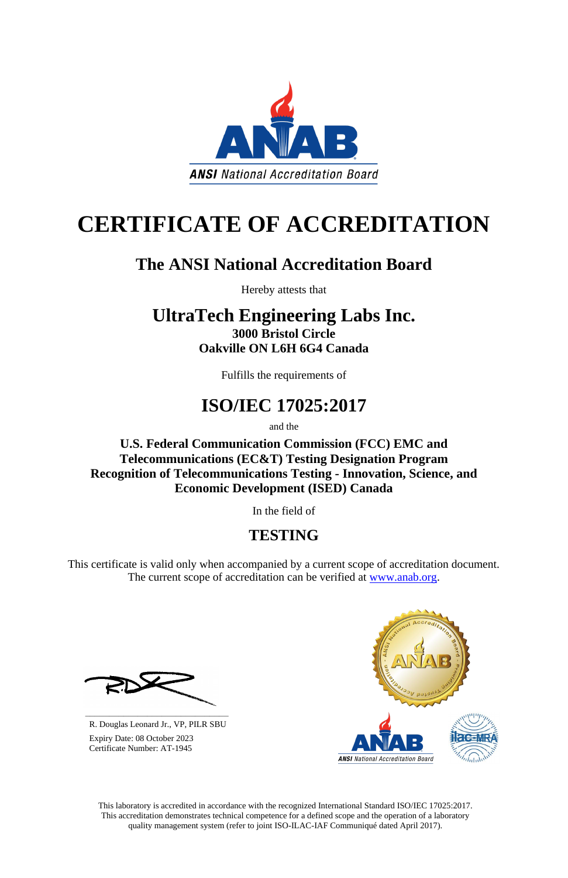ANSI National Accreditation Board

# CERTIFICATE OF ACCREDITATION

## The ANSI National Accreditation Board

Hereby attests that

## UltraTech Engineering Labs Inc.

**3000 Bristol Circle**
**Oakville ON L6H 6G4 Canada**

Fulfills the requirements of

## ISO/IEC 17025:2017

and the

**U.S. Federal Communication Commission (FCC) EMC and Telecommunications (EC&T) Testing Designation Program**
**Recognition of Telecommunications Testing - Innovation, Science, and Economic Development (ISED) Canada**

In the field of

## TESTING

This certificate is valid only when accompanied by a current scope of accreditation document. The current scope of accreditation can be verified at www.anab.org.

R. Douglas Leonard Jr., VP, PILR SBU
Expiry Date: 08 October 2023
Certificate Number: AT-1945

This laboratory is accredited in accordance with the recognized International Standard ISO/IEC 17025:2017. This accreditation demonstrates technical competence for a defined scope and the operation of a laboratory quality management system (refer to joint ISO-ILAC-IAF Communiqué dated April 2017).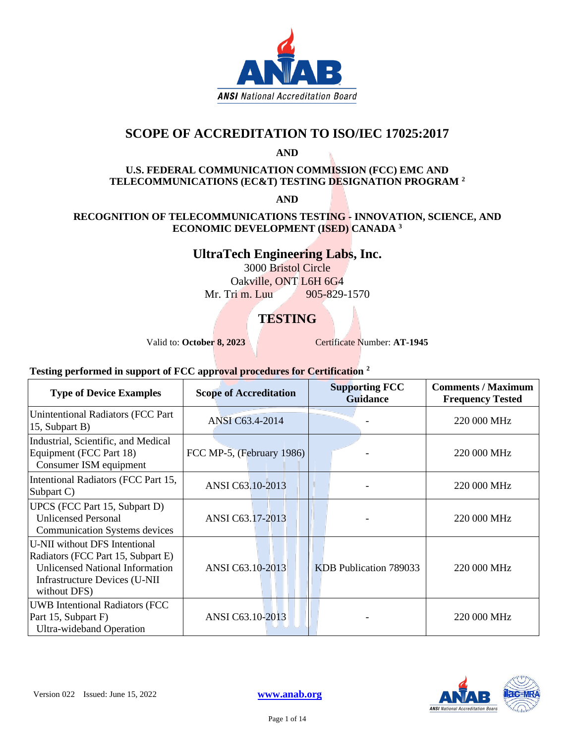# SCOPE OF ACCREDITATION TO ISO/IEC 17025:2017

**AND**

**U.S. FEDERAL COMMUNICATION COMMISSION (FCC) EMC AND TELECOMMUNICATIONS (EC&T) TESTING DESIGNATION PROGRAM [2]**

**AND**

**RECOGNITION OF TELECOMMUNICATIONS TESTING - INNOVATION, SCIENCE, AND ECONOMIC DEVELOPMENT (ISED) CANADA [3]**

## UltraTech Engineering Labs, Inc.

3000 Bristol Circle
Oakville, ONT L6H 6G4
Mr. Tri m. Luu 905-829-1570

## TESTING

Valid to: **October 8, 2023** Certificate Number: **AT-1945**

**Testing performed in support of FCC approval procedures for Certification [2]**

| Type of Device Examples | Scope of Accreditation | Supporting FCC Guidance | Comments / Maximum Frequency Tested |
|---|---|---|---|
| Unintentional Radiators (FCC Part 15, Subpart B) | ANSI C63.4-2014 | - | 220 000 MHz |
| Industrial, Scientific, and Medical Equipment (FCC Part 18) Consumer ISM equipment | FCC MP-5, (February 1986) | - | 220 000 MHz |
| Intentional Radiators (FCC Part 15, Subpart C) | ANSI C63.10-2013 | - | 220 000 MHz |
| UPCS (FCC Part 15, Subpart D) Unlicensed Personal Communication Systems devices | ANSI C63.17-2013 | - | 220 000 MHz |
| U-NII without DFS Intentional Radiators (FCC Part 15, Subpart E) Unlicensed National Information Infrastructure Devices (U-NII without DFS) | ANSI C63.10-2013 | KDB Publication 789033 | 220 000 MHz |
| UWB Intentional Radiators (FCC Part 15, Subpart F) Ultra-wideband Operation | ANSI C63.10-2013 | - | 220 000 MHz |

Version 022 Issued: June 15, 2022

www.anab.org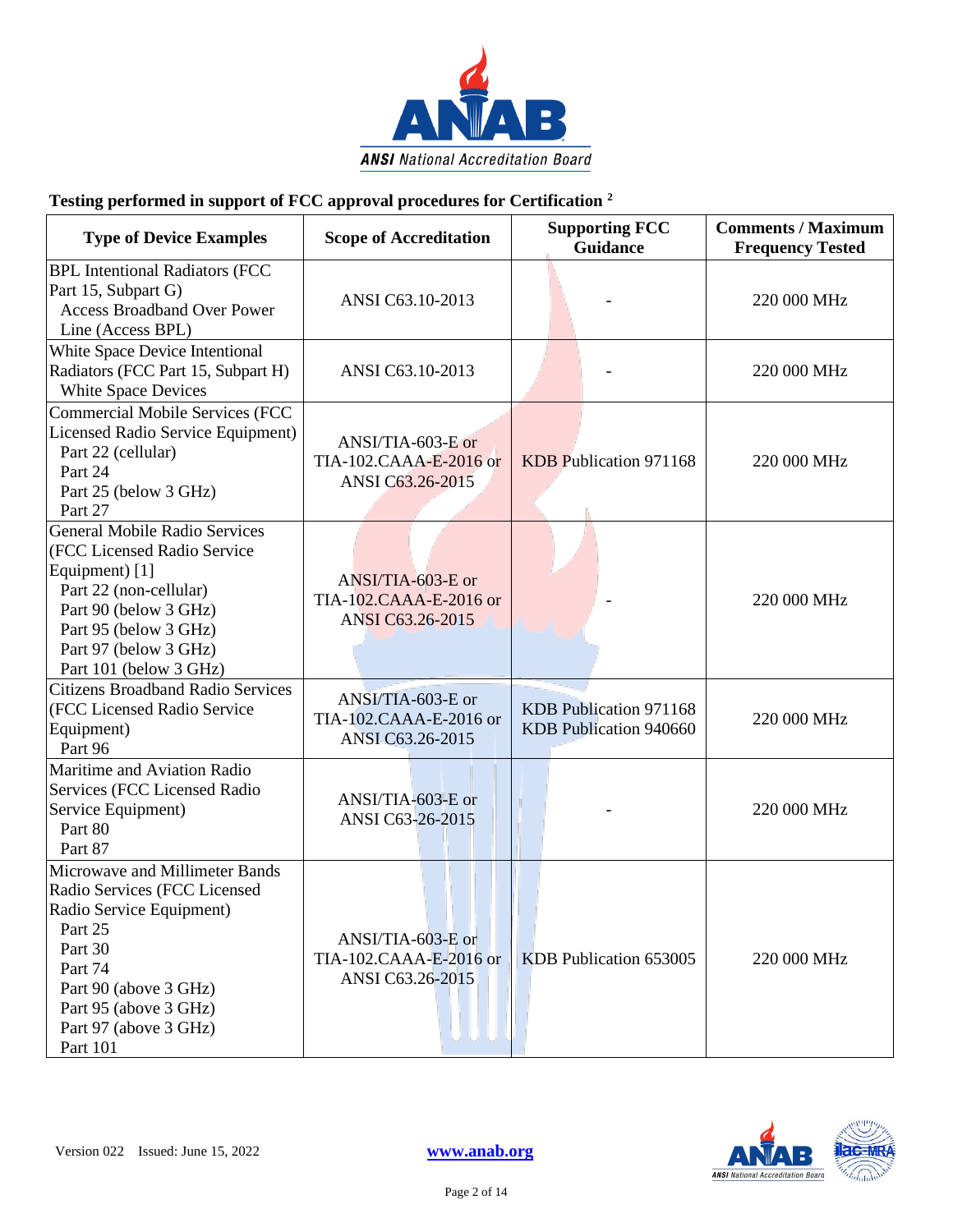**Testing performed in support of FCC approval procedures for Certification [2]**

| Type of Device Examples | Scope of Accreditation | Supporting FCC Guidance | Comments / Maximum Frequency Tested |
|---|---|---|---|
| BPL Intentional Radiators (FCC Part 15, Subpart G)<br>Access Broadband Over Power Line (Access BPL) | ANSI C63.10-2013 | - | 220 000 MHz |
| White Space Device Intentional Radiators (FCC Part 15, Subpart H)<br>White Space Devices | ANSI C63.10-2013 | - | 220 000 MHz |
| Commercial Mobile Services (FCC Licensed Radio Service Equipment)<br>Part 22 (cellular)<br>Part 24<br>Part 25 (below 3 GHz)<br>Part 27 | ANSI/TIA-603-E or TIA-102.CAAA-E-2016 or ANSI C63.26-2015 | KDB Publication 971168 | 220 000 MHz |
| General Mobile Radio Services (FCC Licensed Radio Service Equipment) [1]<br>Part 22 (non-cellular)<br>Part 90 (below 3 GHz)<br>Part 95 (below 3 GHz)<br>Part 97 (below 3 GHz)<br>Part 101 (below 3 GHz) | ANSI/TIA-603-E or TIA-102.CAAA-E-2016 or ANSI C63.26-2015 | - | 220 000 MHz |
| Citizens Broadband Radio Services (FCC Licensed Radio Service Equipment)<br>Part 96 | ANSI/TIA-603-E or TIA-102.CAAA-E-2016 or ANSI C63.26-2015 | KDB Publication 971168<br>KDB Publication 940660 | 220 000 MHz |
| Maritime and Aviation Radio Services (FCC Licensed Radio Service Equipment)<br>Part 80<br>Part 87 | ANSI/TIA-603-E or ANSI C63-26-2015 | - | 220 000 MHz |
| Microwave and Millimeter Bands Radio Services (FCC Licensed Radio Service Equipment)<br>Part 25<br>Part 30<br>Part 74<br>Part 90 (above 3 GHz)<br>Part 95 (above 3 GHz)<br>Part 97 (above 3 GHz)<br>Part 101 | ANSI/TIA-603-E or TIA-102.CAAA-E-2016 or ANSI C63.26-2015 | KDB Publication 653005 | 220 000 MHz |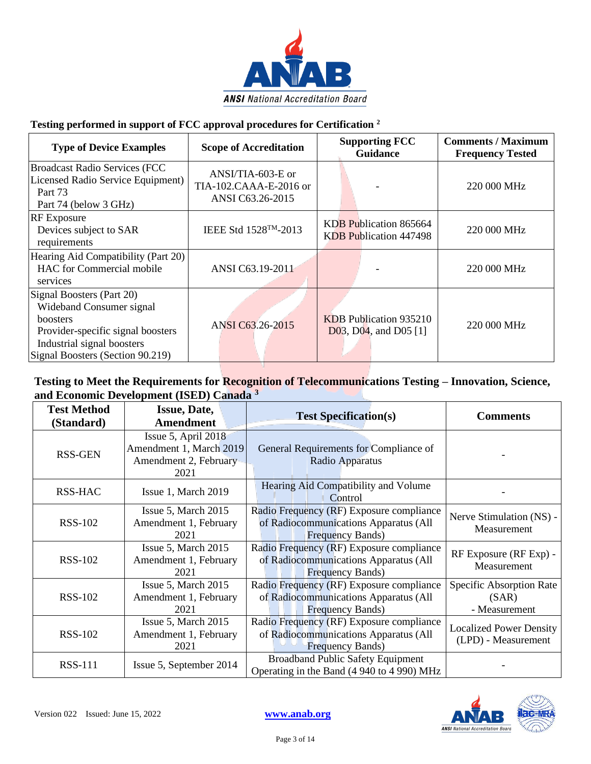### Testing performed in support of FCC approval procedures for Certification [2]

| Type of Device Examples | Scope of Accreditation | Supporting FCC Guidance | Comments / Maximum Frequency Tested |
|---|---|---|---|
| Broadcast Radio Services (FCC Licensed Radio Service Equipment) Part 73 Part 74 (below 3 GHz) | ANSI/TIA-603-E or TIA-102.CAAA-E-2016 or ANSI C63.26-2015 | - | 220 000 MHz |
| RF Exposure Devices subject to SAR requirements | IEEE Std 1528™-2013 | KDB Publication 865664 KDB Publication 447498 | 220 000 MHz |
| Hearing Aid Compatibility (Part 20) HAC for Commercial mobile services | ANSI C63.19-2011 | - | 220 000 MHz |
| Signal Boosters (Part 20) Wideband Consumer signal boosters Provider-specific signal boosters Industrial signal boosters Signal Boosters (Section 90.219) | ANSI C63.26-2015 | KDB Publication 935210 D03, D04, and D05 [1] | 220 000 MHz |

### Testing to Meet the Requirements for Recognition of Telecommunications Testing – Innovation, Science, and Economic Development (ISED) Canada [3]

| Test Method (Standard) | Issue, Date, Amendment | Test Specification(s) | Comments |
|---|---|---|---|
| RSS-GEN | Issue 5, April 2018 Amendment 1, March 2019 Amendment 2, February 2021 | General Requirements for Compliance of Radio Apparatus | - |
| RSS-HAC | Issue 1, March 2019 | Hearing Aid Compatibility and Volume Control | - |
| RSS-102 | Issue 5, March 2015 Amendment 1, February 2021 | Radio Frequency (RF) Exposure compliance of Radiocommunications Apparatus (All Frequency Bands) | Nerve Stimulation (NS) - Measurement |
| RSS-102 | Issue 5, March 2015 Amendment 1, February 2021 | Radio Frequency (RF) Exposure compliance of Radiocommunications Apparatus (All Frequency Bands) | RF Exposure (RF Exp) - Measurement |
| RSS-102 | Issue 5, March 2015 Amendment 1, February 2021 | Radio Frequency (RF) Exposure compliance of Radiocommunications Apparatus (All Frequency Bands) | Specific Absorption Rate (SAR) - Measurement |
| RSS-102 | Issue 5, March 2015 Amendment 1, February 2021 | Radio Frequency (RF) Exposure compliance of Radiocommunications Apparatus (All Frequency Bands) | Localized Power Density (LPD) - Measurement |
| RSS-111 | Issue 5, September 2014 | Broadband Public Safety Equipment Operating in the Band (4 940 to 4 990) MHz | - |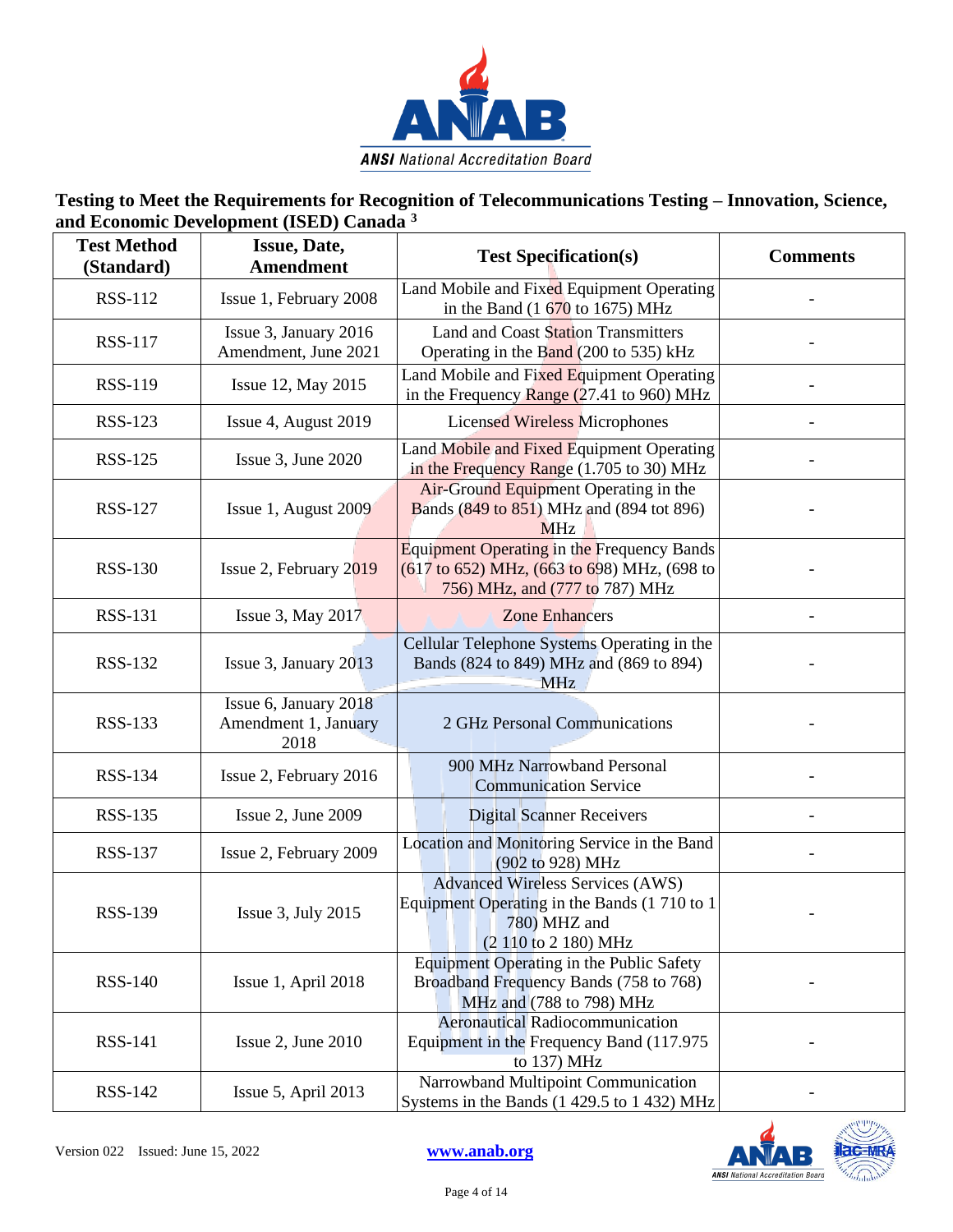## Testing to Meet the Requirements for Recognition of Telecommunications Testing – Innovation, Science, and Economic Development (ISED) Canada [3]

| Test Method (Standard) | Issue, Date, Amendment | Test Specification(s) | Comments |
|---|---|---|---|
| RSS-112 | Issue 1, February 2008 | Land Mobile and Fixed Equipment Operating in the Band (1 670 to 1675) MHz | - |
| RSS-117 | Issue 3, January 2016 Amendment, June 2021 | Land and Coast Station Transmitters Operating in the Band (200 to 535) kHz | - |
| RSS-119 | Issue 12, May 2015 | Land Mobile and Fixed Equipment Operating in the Frequency Range (27.41 to 960) MHz | - |
| RSS-123 | Issue 4, August 2019 | Licensed Wireless Microphones | - |
| RSS-125 | Issue 3, June 2020 | Land Mobile and Fixed Equipment Operating in the Frequency Range (1.705 to 30) MHz | - |
| RSS-127 | Issue 1, August 2009 | Air-Ground Equipment Operating in the Bands (849 to 851) MHz and (894 tot 896) MHz | - |
| RSS-130 | Issue 2, February 2019 | Equipment Operating in the Frequency Bands (617 to 652) MHz, (663 to 698) MHz, (698 to 756) MHz, and (777 to 787) MHz | - |
| RSS-131 | Issue 3, May 2017 | Zone Enhancers | - |
| RSS-132 | Issue 3, January 2013 | Cellular Telephone Systems Operating in the Bands (824 to 849) MHz and (869 to 894) MHz | - |
| RSS-133 | Issue 6, January 2018 Amendment 1, January 2018 | 2 GHz Personal Communications | - |
| RSS-134 | Issue 2, February 2016 | 900 MHz Narrowband Personal Communication Service | - |
| RSS-135 | Issue 2, June 2009 | Digital Scanner Receivers | - |
| RSS-137 | Issue 2, February 2009 | Location and Monitoring Service in the Band (902 to 928) MHz | - |
| RSS-139 | Issue 3, July 2015 | Advanced Wireless Services (AWS) Equipment Operating in the Bands (1 710 to 1 780) MHZ and (2 110 to 2 180) MHz | - |
| RSS-140 | Issue 1, April 2018 | Equipment Operating in the Public Safety Broadband Frequency Bands (758 to 768) MHz and (788 to 798) MHz | - |
| RSS-141 | Issue 2, June 2010 | Aeronautical Radiocommunication Equipment in the Frequency Band (117.975 to 137) MHz | - |
| RSS-142 | Issue 5, April 2013 | Narrowband Multipoint Communication Systems in the Bands (1 429.5 to 1 432) MHz | - |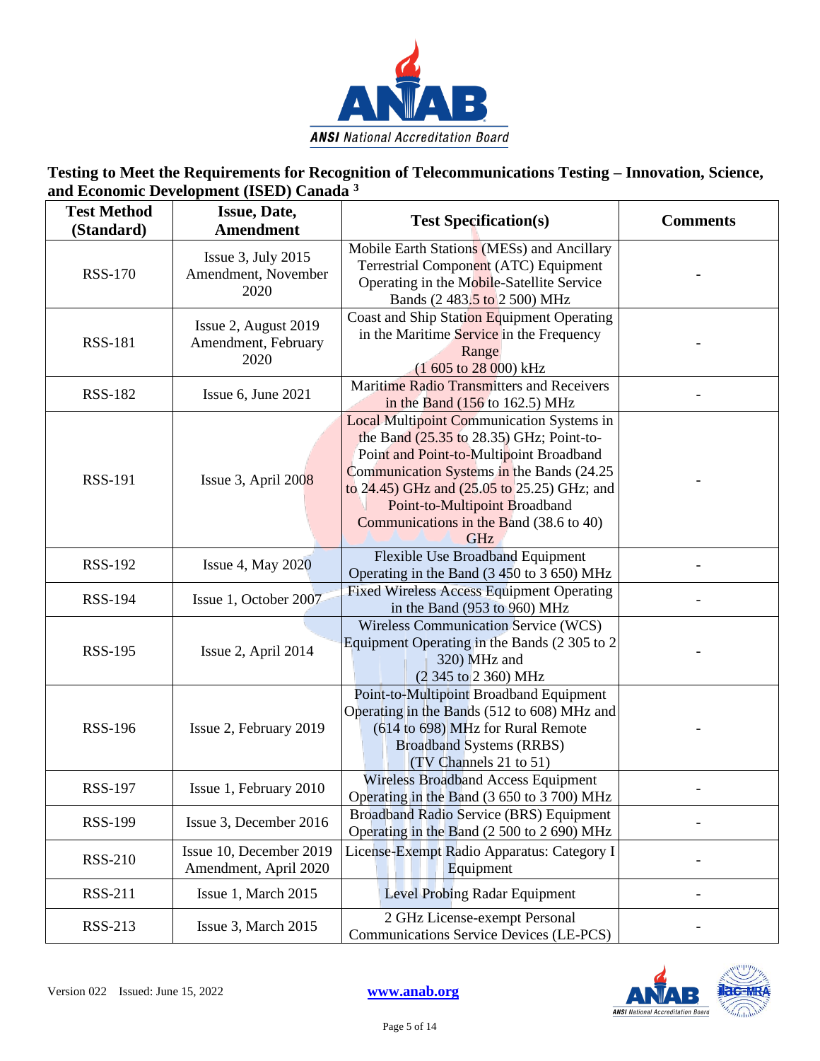## Testing to Meet the Requirements for Recognition of Telecommunications Testing – Innovation, Science, and Economic Development (ISED) Canada [3]

| Test Method (Standard) | Issue, Date, Amendment | Test Specification(s) | Comments |
|---|---|---|---|
| RSS-170 | Issue 3, July 2015 Amendment, November 2020 | Mobile Earth Stations (MESs) and Ancillary Terrestrial Component (ATC) Equipment Operating in the Mobile-Satellite Service Bands (2 483.5 to 2 500) MHz | - |
| RSS-181 | Issue 2, August 2019 Amendment, February 2020 | Coast and Ship Station Equipment Operating in the Maritime Service in the Frequency Range (1 605 to 28 000) kHz | - |
| RSS-182 | Issue 6, June 2021 | Maritime Radio Transmitters and Receivers in the Band (156 to 162.5) MHz | - |
| RSS-191 | Issue 3, April 2008 | Local Multipoint Communication Systems in the Band (25.35 to 28.35) GHz; Point-to-Point and Point-to-Multipoint Broadband Communication Systems in the Bands (24.25 to 24.45) GHz and (25.05 to 25.25) GHz; and Point-to-Multipoint Broadband Communications in the Band (38.6 to 40) GHz | - |
| RSS-192 | Issue 4, May 2020 | Flexible Use Broadband Equipment Operating in the Band (3 450 to 3 650) MHz | - |
| RSS-194 | Issue 1, October 2007 | Fixed Wireless Access Equipment Operating in the Band (953 to 960) MHz | - |
| RSS-195 | Issue 2, April 2014 | Wireless Communication Service (WCS) Equipment Operating in the Bands (2 305 to 2 320) MHz and (2 345 to 2 360) MHz | - |
| RSS-196 | Issue 2, February 2019 | Point-to-Multipoint Broadband Equipment Operating in the Bands (512 to 608) MHz and (614 to 698) MHz for Rural Remote Broadband Systems (RRBS) (TV Channels 21 to 51) | - |
| RSS-197 | Issue 1, February 2010 | Wireless Broadband Access Equipment Operating in the Band (3 650 to 3 700) MHz | - |
| RSS-199 | Issue 3, December 2016 | Broadband Radio Service (BRS) Equipment Operating in the Band (2 500 to 2 690) MHz | - |
| RSS-210 | Issue 10, December 2019 Amendment, April 2020 | License-Exempt Radio Apparatus: Category I Equipment | - |
| RSS-211 | Issue 1, March 2015 | Level Probing Radar Equipment | - |
| RSS-213 | Issue 3, March 2015 | 2 GHz License-exempt Personal Communications Service Devices (LE-PCS) | - |

Version 022 Issued: June 15, 2022 www.anab.org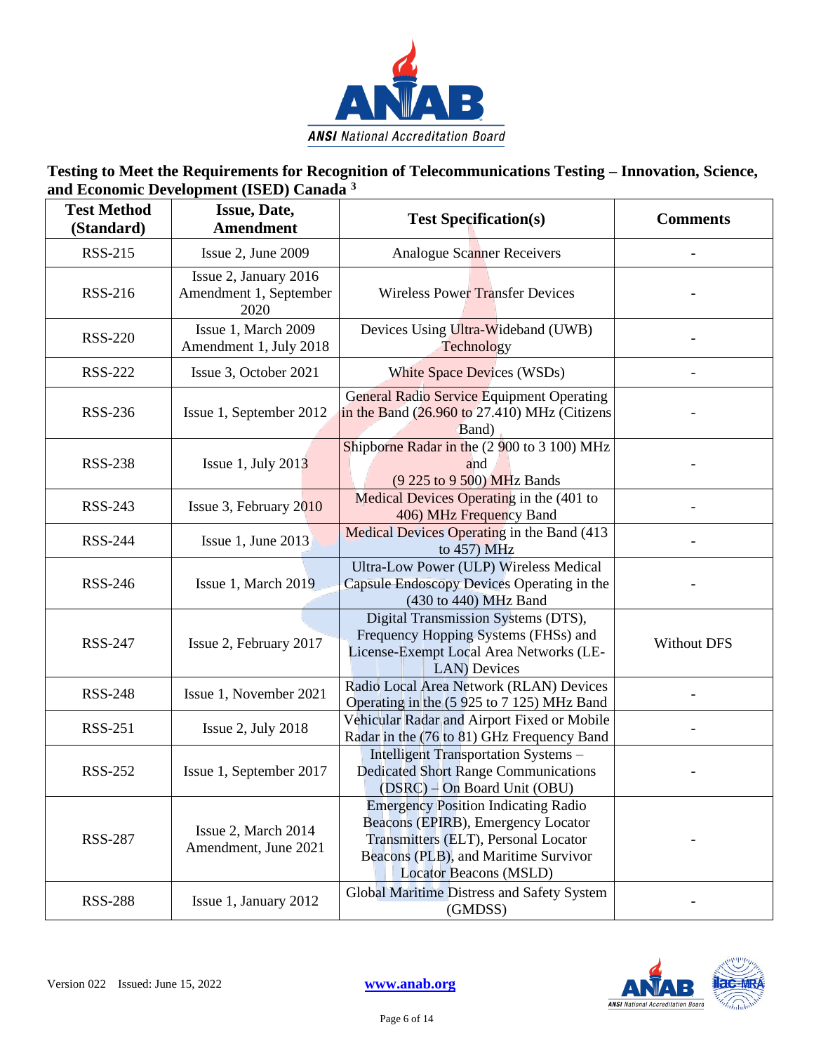## Testing to Meet the Requirements for Recognition of Telecommunications Testing – Innovation, Science, and Economic Development (ISED) Canada [3]

| Test Method (Standard) | Issue, Date, Amendment | Test Specification(s) | Comments |
|---|---|---|---|
| RSS-215 | Issue 2, June 2009 | Analogue Scanner Receivers | - |
| RSS-216 | Issue 2, January 2016 Amendment 1, September 2020 | Wireless Power Transfer Devices | - |
| RSS-220 | Issue 1, March 2009 Amendment 1, July 2018 | Devices Using Ultra-Wideband (UWB) Technology | - |
| RSS-222 | Issue 3, October 2021 | White Space Devices (WSDs) | - |
| RSS-236 | Issue 1, September 2012 | General Radio Service Equipment Operating in the Band (26.960 to 27.410) MHz (Citizens Band) | - |
| RSS-238 | Issue 1, July 2013 | Shipborne Radar in the (2 900 to 3 100) MHz and (9 225 to 9 500) MHz Bands | - |
| RSS-243 | Issue 3, February 2010 | Medical Devices Operating in the (401 to 406) MHz Frequency Band | - |
| RSS-244 | Issue 1, June 2013 | Medical Devices Operating in the Band (413 to 457) MHz | - |
| RSS-246 | Issue 1, March 2019 | Ultra-Low Power (ULP) Wireless Medical Capsule Endoscopy Devices Operating in the (430 to 440) MHz Band | - |
| RSS-247 | Issue 2, February 2017 | Digital Transmission Systems (DTS), Frequency Hopping Systems (FHSs) and License-Exempt Local Area Networks (LE-LAN) Devices | Without DFS |
| RSS-248 | Issue 1, November 2021 | Radio Local Area Network (RLAN) Devices Operating in the (5 925 to 7 125) MHz Band | - |
| RSS-251 | Issue 2, July 2018 | Vehicular Radar and Airport Fixed or Mobile Radar in the (76 to 81) GHz Frequency Band | - |
| RSS-252 | Issue 1, September 2017 | Intelligent Transportation Systems – Dedicated Short Range Communications (DSRC) – On Board Unit (OBU) | - |
| RSS-287 | Issue 2, March 2014 Amendment, June 2021 | Emergency Position Indicating Radio Beacons (EPIRB), Emergency Locator Transmitters (ELT), Personal Locator Beacons (PLB), and Maritime Survivor Locator Beacons (MSLD) | - |
| RSS-288 | Issue 1, January 2012 | Global Maritime Distress and Safety System (GMDSS) | - |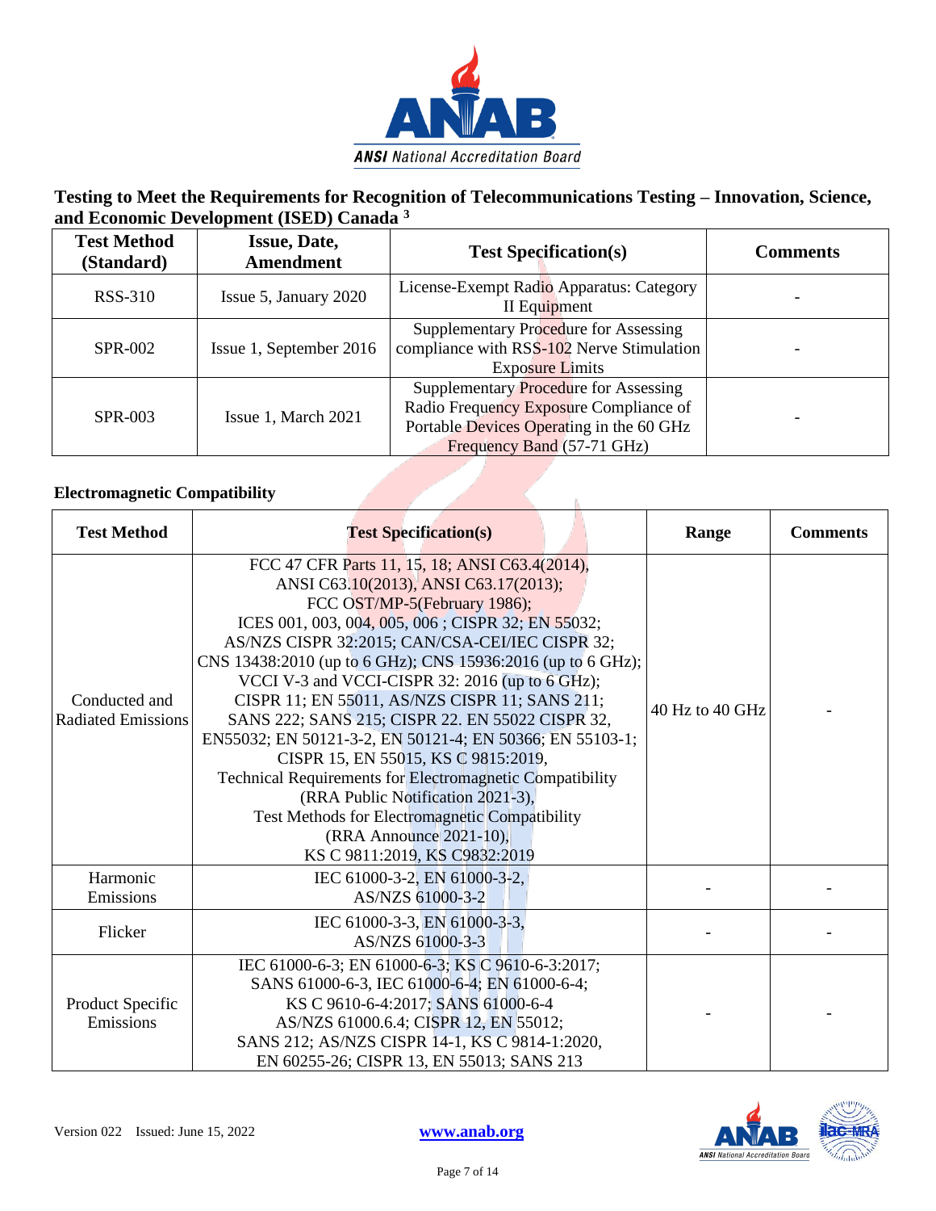## Testing to Meet the Requirements for Recognition of Telecommunications Testing – Innovation, Science, and Economic Development (ISED) Canada [3]

| Test Method (Standard) | Issue, Date, Amendment | Test Specification(s) | Comments |
|---|---|---|---|
| RSS-310 | Issue 5, January 2020 | License-Exempt Radio Apparatus: Category II Equipment | - |
| SPR-002 | Issue 1, September 2016 | Supplementary Procedure for Assessing compliance with RSS-102 Nerve Stimulation Exposure Limits | - |
| SPR-003 | Issue 1, March 2021 | Supplementary Procedure for Assessing Radio Frequency Exposure Compliance of Portable Devices Operating in the 60 GHz Frequency Band (57-71 GHz) | - |

### Electromagnetic Compatibility

| Test Method | Test Specification(s) | Range | Comments |
|---|---|---|---|
| Conducted and Radiated Emissions | FCC 47 CFR Parts 11, 15, 18; ANSI C63.4(2014), ANSI C63.10(2013), ANSI C63.17(2013); FCC OST/MP-5(February 1986); ICES 001, 003, 004, 005, 006 ; CISPR 32; EN 55032; AS/NZS CISPR 32:2015; CAN/CSA-CEI/IEC CISPR 32; CNS 13438:2010 (up to 6 GHz); CNS 15936:2016 (up to 6 GHz); VCCI V-3 and VCCI-CISPR 32: 2016 (up to 6 GHz); CISPR 11; EN 55011, AS/NZS CISPR 11; SANS 211; SANS 222; SANS 215; CISPR 22. EN 55022 CISPR 32, EN55032; EN 50121-3-2, EN 50121-4; EN 50366; EN 55103-1; CISPR 15, EN 55015, KS C 9815:2019, Technical Requirements for Electromagnetic Compatibility (RRA Public Notification 2021-3), Test Methods for Electromagnetic Compatibility (RRA Announce 2021-10), KS C 9811:2019, KS C9832:2019 | 40 Hz to 40 GHz | - |
| Harmonic Emissions | IEC 61000-3-2, EN 61000-3-2, AS/NZS 61000-3-2 | - | - |
| Flicker | IEC 61000-3-3, EN 61000-3-3, AS/NZS 61000-3-3 | - | - |
| Product Specific Emissions | IEC 61000-6-3; EN 61000-6-3; KS C 9610-6-3:2017; SANS 61000-6-3, IEC 61000-6-4; EN 61000-6-4; KS C 9610-6-4:2017; SANS 61000-6-4 AS/NZS 61000.6.4; CISPR 12, EN 55012; SANS 212; AS/NZS CISPR 14-1, KS C 9814-1:2020, EN 60255-26; CISPR 13, EN 55013; SANS 213 | - | - |

Version 022 Issued: June 15, 2022 www.anab.org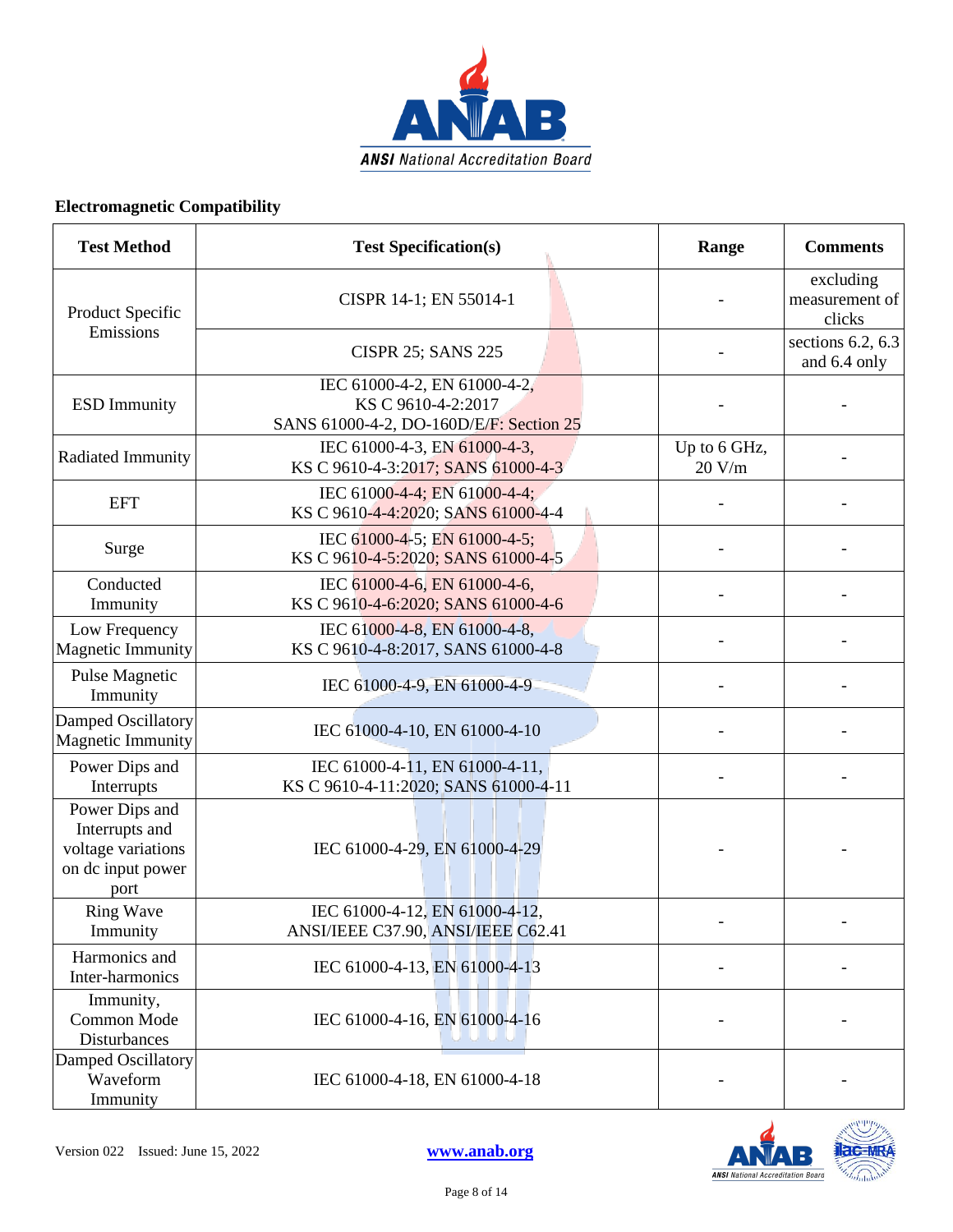**Electromagnetic Compatibility**

| Test Method | Test Specification(s) | Range | Comments |
|---|---|---|---|
| Product Specific Emissions | CISPR 14-1; EN 55014-1 | - | excluding measurement of clicks |
| | CISPR 25; SANS 225 | - | sections 6.2, 6.3 and 6.4 only |
| ESD Immunity | IEC 61000-4-2, EN 61000-4-2, KS C 9610-4-2:2017 SANS 61000-4-2, DO-160D/E/F: Section 25 | - | - |
| Radiated Immunity | IEC 61000-4-3, EN 61000-4-3, KS C 9610-4-3:2017; SANS 61000-4-3 | Up to 6 GHz, 20 V/m | - |
| EFT | IEC 61000-4-4; EN 61000-4-4; KS C 9610-4-4:2020; SANS 61000-4-4 | - | - |
| Surge | IEC 61000-4-5; EN 61000-4-5; KS C 9610-4-5:2020; SANS 61000-4-5 | - | - |
| Conducted Immunity | IEC 61000-4-6, EN 61000-4-6, KS C 9610-4-6:2020; SANS 61000-4-6 | - | - |
| Low Frequency Magnetic Immunity | IEC 61000-4-8, EN 61000-4-8, KS C 9610-4-8:2017, SANS 61000-4-8 | - | - |
| Pulse Magnetic Immunity | IEC 61000-4-9, EN 61000-4-9 | - | - |
| Damped Oscillatory Magnetic Immunity | IEC 61000-4-10, EN 61000-4-10 | - | - |
| Power Dips and Interrupts | IEC 61000-4-11, EN 61000-4-11, KS C 9610-4-11:2020; SANS 61000-4-11 | - | - |
| Power Dips and Interrupts and voltage variations on dc input power port | IEC 61000-4-29, EN 61000-4-29 | - | - |
| Ring Wave Immunity | IEC 61000-4-12, EN 61000-4-12, ANSI/IEEE C37.90, ANSI/IEEE C62.41 | - | - |
| Harmonics and Inter-harmonics | IEC 61000-4-13, EN 61000-4-13 | - | - |
| Immunity, Common Mode Disturbances | IEC 61000-4-16, EN 61000-4-16 | - | - |
| Damped Oscillatory Waveform Immunity | IEC 61000-4-18, EN 61000-4-18 | - | - |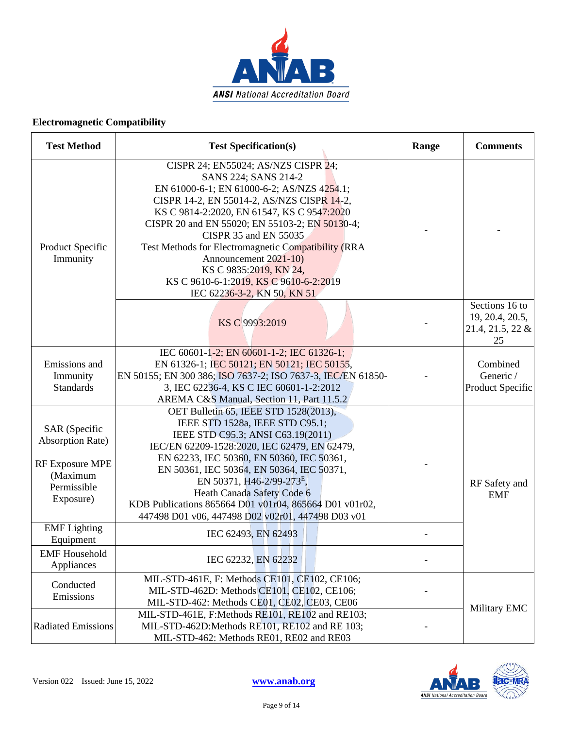## Electromagnetic Compatibility

| Test Method | Test Specification(s) | Range | Comments |
|---|---|---|---|
| Product Specific Immunity | CISPR 24; EN55024; AS/NZS CISPR 24; SANS 224; SANS 214-2 EN 61000-6-1; EN 61000-6-2; AS/NZS 4254.1; CISPR 14-2, EN 55014-2, AS/NZS CISPR 14-2, KS C 9814-2:2020, EN 61547, KS C 9547:2020 CISPR 20 and EN 55020; EN 55103-2; EN 50130-4; CISPR 35 and EN 55035 Test Methods for Electromagnetic Compatibility (RRA Announcement 2021-10) KS C 9835:2019, KN 24, KS C 9610-6-1:2019, KS C 9610-6-2:2019 IEC 62236-3-2, KN 50, KN 51 | - | - |
| | KS C 9993:2019 | - | Sections 16 to 19, 20.4, 20.5, 21.4, 21.5, 22 & 25 |
| Emissions and Immunity Standards | IEC 60601-1-2; EN 60601-1-2; IEC 61326-1; EN 61326-1; IEC 50121; EN 50121; IEC 50155, EN 50155; EN 300 386; ISO 7637-2; ISO 7637-3, IEC/EN 61850-3, IEC 62236-4, KS C IEC 60601-1-2:2012 AREMA C&S Manual, Section 11, Part 11.5.2 | - | Combined Generic / Product Specific |
| SAR (Specific Absorption Rate) RF Exposure MPE (Maximum Permissible Exposure) | OET Bulletin 65, IEEE STD 1528(2013), IEEE STD 1528a, IEEE STD C95.1; IEEE STD C95.3; ANSI C63.19(2011) IEC/EN 62209-1528:2020, IEC 62479, EN 62479, EN 62233, IEC 50360, EN 50360, IEC 50361, EN 50361, IEC 50364, EN 50364, IEC 50371, EN 50371, H46-2/99-273[E], Heath Canada Safety Code 6 KDB Publications 865664 D01 v01r04, 865664 D01 v01r02, 447498 D01 v06, 447498 D02 v02r01, 447498 D03 v01 | - | RF Safety and EMF |
| EMF Lighting Equipment | IEC 62493, EN 62493 | - | RF Safety and EMF |
| EMF Household Appliances | IEC 62232, EN 62232 | - | RF Safety and EMF |
| Conducted Emissions | MIL-STD-461E, F: Methods CE101, CE102, CE106; MIL-STD-462D: Methods CE101, CE102, CE106; MIL-STD-462: Methods CE01, CE02, CE03, CE06 | - | Military EMC |
| Radiated Emissions | MIL-STD-461E, F:Methods RE101, RE102 and RE103; MIL-STD-462D:Methods RE101, RE102 and RE 103; MIL-STD-462: Methods RE01, RE02 and RE03 | - | Military EMC |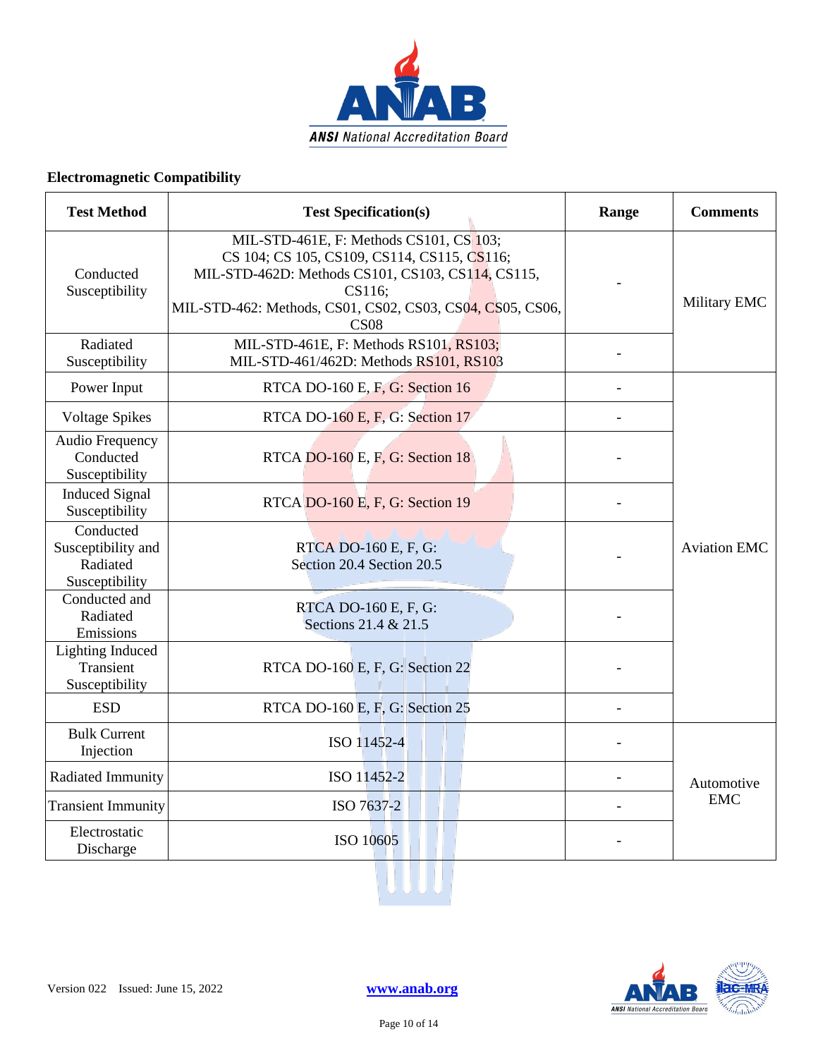## Electromagnetic Compatibility

| Test Method | Test Specification(s) | Range | Comments |
|---|---|---|---|
| Conducted Susceptibility | MIL-STD-461E, F: Methods CS101, CS 103; CS 104; CS 105, CS109, CS114, CS115, CS116; MIL-STD-462D: Methods CS101, CS103, CS114, CS115, CS116; MIL-STD-462: Methods, CS01, CS02, CS03, CS04, CS05, CS06, CS08 | - | Military EMC |
| Radiated Susceptibility | MIL-STD-461E, F: Methods RS101, RS103; MIL-STD-461/462D: Methods RS101, RS103 | - | |
| Power Input | RTCA DO-160 E, F, G: Section 16 | - | Aviation EMC |
| Voltage Spikes | RTCA DO-160 E, F, G: Section 17 | - | |
| Audio Frequency Conducted Susceptibility | RTCA DO-160 E, F, G: Section 18 | - | |
| Induced Signal Susceptibility | RTCA DO-160 E, F, G: Section 19 | - | |
| Conducted Susceptibility and Radiated Susceptibility | RTCA DO-160 E, F, G: Section 20.4 Section 20.5 | - | |
| Conducted and Radiated Emissions | RTCA DO-160 E, F, G: Sections 21.4 & 21.5 | - | |
| Lighting Induced Transient Susceptibility | RTCA DO-160 E, F, G: Section 22 | - | |
| ESD | RTCA DO-160 E, F, G: Section 25 | - | |
| Bulk Current Injection | ISO 11452-4 | - | Automotive EMC |
| Radiated Immunity | ISO 11452-2 | - | |
| Transient Immunity | ISO 7637-2 | - | |
| Electrostatic Discharge | ISO 10605 | - | |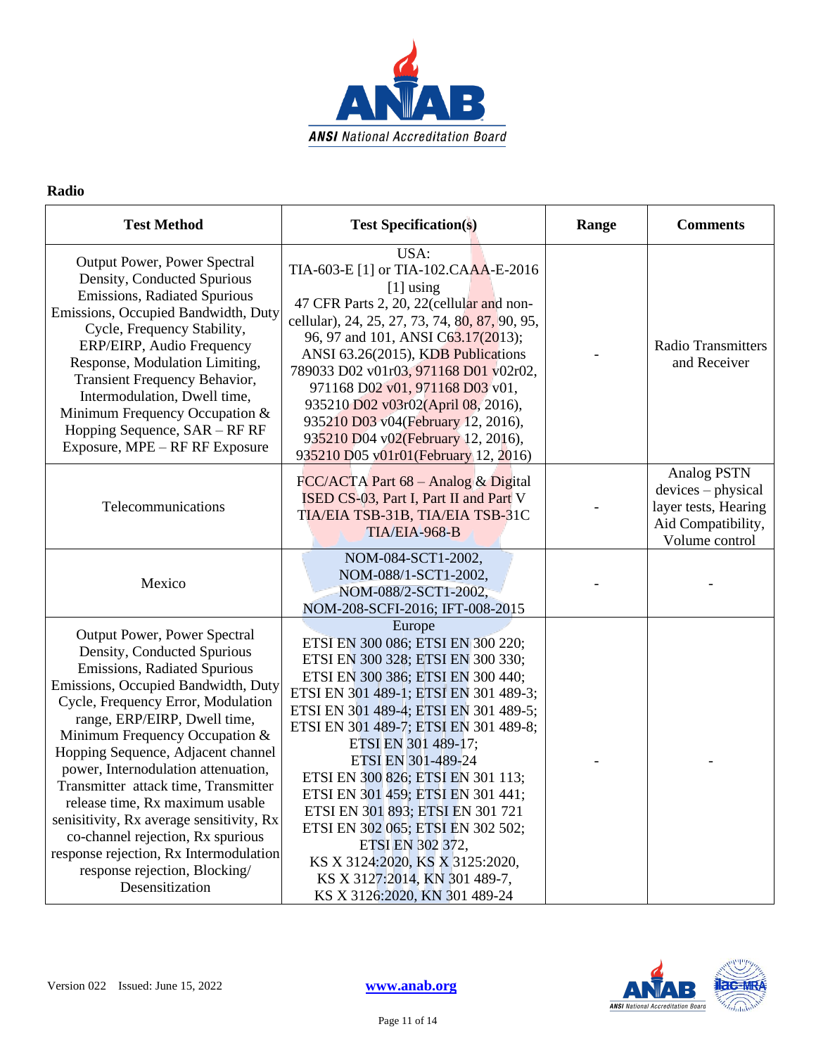**Radio**

| Test Method | Test Specification(s) | Range | Comments |
|---|---|---|---|
| Output Power, Power Spectral Density, Conducted Spurious Emissions, Radiated Spurious Emissions, Occupied Bandwidth, Duty Cycle, Frequency Stability, ERP/EIRP, Audio Frequency Response, Modulation Limiting, Transient Frequency Behavior, Intermodulation, Dwell time, Minimum Frequency Occupation & Hopping Sequence, SAR – RF RF Exposure, MPE – RF RF Exposure | USA: TIA-603-E [1] or TIA-102.CAAA-E-2016 [1] using 47 CFR Parts 2, 20, 22(cellular and non-cellular), 24, 25, 27, 73, 74, 80, 87, 90, 95, 96, 97 and 101, ANSI C63.17(2013); ANSI 63.26(2015), KDB Publications 789033 D02 v01r03, 971168 D01 v02r02, 971168 D02 v01, 971168 D03 v01, 935210 D02 v03r02(April 08, 2016), 935210 D03 v04(February 12, 2016), 935210 D04 v02(February 12, 2016), 935210 D05 v01r01(February 12, 2016) | - | Radio Transmitters and Receiver |
| Telecommunications | FCC/ACTA Part 68 – Analog & Digital ISED CS-03, Part I, Part II and Part V TIA/EIA TSB-31B, TIA/EIA TSB-31C TIA/EIA-968-B | - | Analog PSTN devices – physical layer tests, Hearing Aid Compatibility, Volume control |
| Mexico | NOM-084-SCT1-2002, NOM-088/1-SCT1-2002, NOM-088/2-SCT1-2002, NOM-208-SCFI-2016; IFT-008-2015 | - | - |
| Output Power, Power Spectral Density, Conducted Spurious Emissions, Radiated Spurious Emissions, Occupied Bandwidth, Duty Cycle, Frequency Error, Modulation range, ERP/EIRP, Dwell time, Minimum Frequency Occupation & Hopping Sequence, Adjacent channel power, Internodulation attenuation, Transmitter attack time, Transmitter release time, Rx maximum usable senisitivity, Rx average sensitivity, Rx co-channel rejection, Rx spurious response rejection, Rx Intermodulation response rejection, Blocking/ Desensitization | Europe ETSI EN 300 086; ETSI EN 300 220; ETSI EN 300 328; ETSI EN 300 330; ETSI EN 300 386; ETSI EN 300 440; ETSI EN 301 489-1; ETSI EN 301 489-3; ETSI EN 301 489-4; ETSI EN 301 489-5; ETSI EN 301 489-7; ETSI EN 301 489-8; ETSI EN 301 489-17; ETSI EN 301-489-24 ETSI EN 300 826; ETSI EN 301 113; ETSI EN 301 459; ETSI EN 301 441; ETSI EN 301 893; ETSI EN 301 721 ETSI EN 302 065; ETSI EN 302 502; ETSI EN 302 372, KS X 3124:2020, KS X 3125:2020, KS X 3127:2014, KN 301 489-7, KS X 3126:2020, KN 301 489-24 | - | - |

Version 022 Issued: June 15, 2022 www.anab.org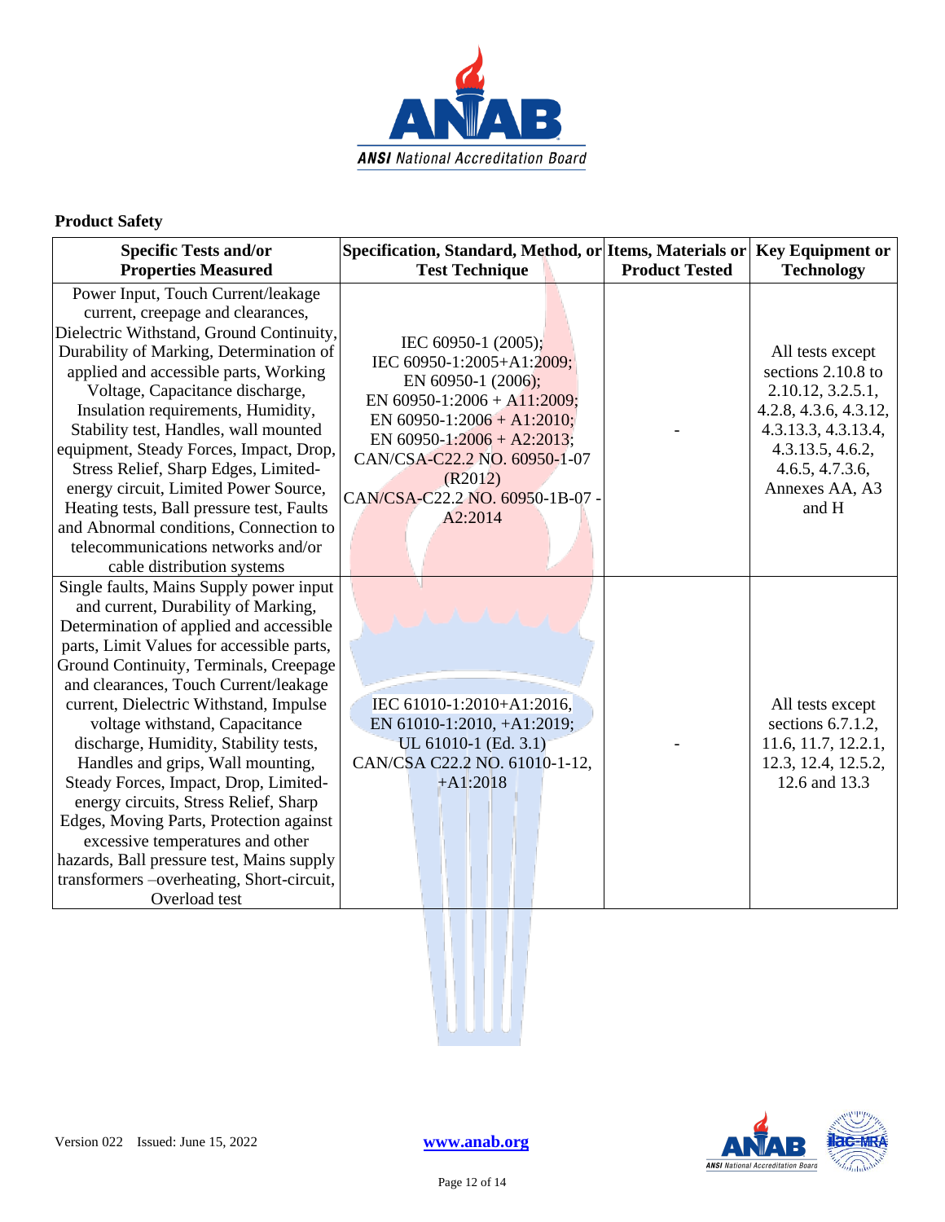**Product Safety**

| Specific Tests and/or Properties Measured | Specification, Standard, Method, or Test Technique | Items, Materials or Product Tested | Key Equipment or Technology |
|---|---|---|---|
| Power Input, Touch Current/leakage current, creepage and clearances, Dielectric Withstand, Ground Continuity, Durability of Marking, Determination of applied and accessible parts, Working Voltage, Capacitance discharge, Insulation requirements, Humidity, Stability test, Handles, wall mounted equipment, Steady Forces, Impact, Drop, Stress Relief, Sharp Edges, Limited-energy circuit, Limited Power Source, Heating tests, Ball pressure test, Faults and Abnormal conditions, Connection to telecommunications networks and/or cable distribution systems | IEC 60950-1 (2005); IEC 60950-1:2005+A1:2009; EN 60950-1 (2006); EN 60950-1:2006 + A11:2009; EN 60950-1:2006 + A1:2010; EN 60950-1:2006 + A2:2013; CAN/CSA-C22.2 NO. 60950-1-07 (R2012) CAN/CSA-C22.2 NO. 60950-1B-07 - A2:2014 | - | All tests except sections 2.10.8 to 2.10.12, 3.2.5.1, 4.2.8, 4.3.6, 4.3.12, 4.3.13.3, 4.3.13.4, 4.3.13.5, 4.6.2, 4.6.5, 4.7.3.6, Annexes AA, A3 and H |
| Single faults, Mains Supply power input and current, Durability of Marking, Determination of applied and accessible parts, Limit Values for accessible parts, Ground Continuity, Terminals, Creepage and clearances, Touch Current/leakage current, Dielectric Withstand, Impulse voltage withstand, Capacitance discharge, Humidity, Stability tests, Handles and grips, Wall mounting, Steady Forces, Impact, Drop, Limited-energy circuits, Stress Relief, Sharp Edges, Moving Parts, Protection against excessive temperatures and other hazards, Ball pressure test, Mains supply transformers –overheating, Short-circuit, Overload test | IEC 61010-1:2010+A1:2016, EN 61010-1:2010, +A1:2019; UL 61010-1 (Ed. 3.1) CAN/CSA C22.2 NO. 61010-1-12, +A1:2018 | - | All tests except sections 6.7.1.2, 11.6, 11.7, 12.2.1, 12.3, 12.4, 12.5.2, 12.6 and 13.3 |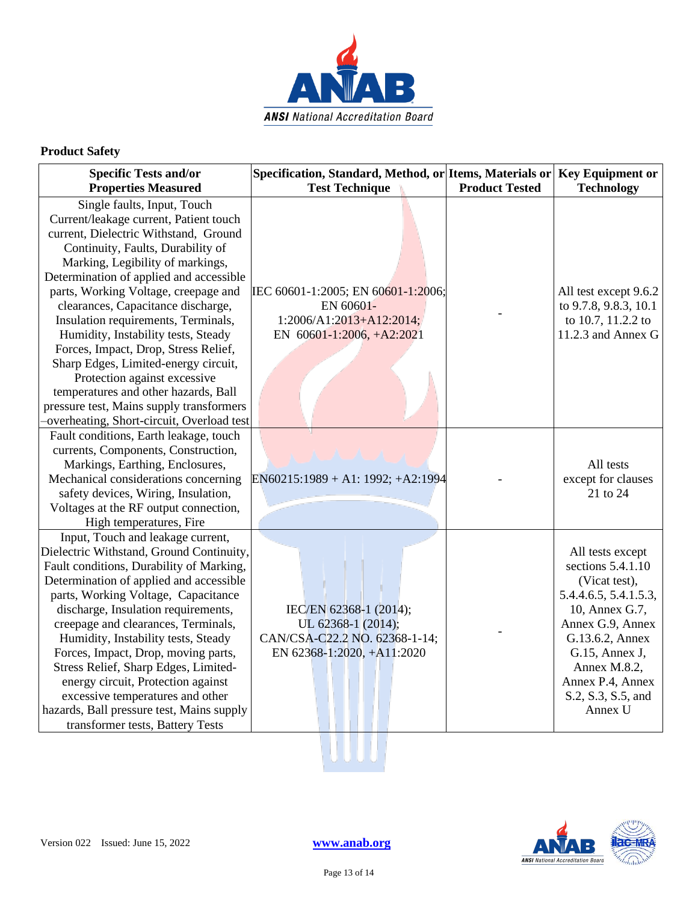**Product Safety**

| Specific Tests and/or Properties Measured | Specification, Standard, Method, or Test Technique | Items, Materials or Product Tested | Key Equipment or Technology |
|---|---|---|---|
| Single faults, Input, Touch Current/leakage current, Patient touch current, Dielectric Withstand, Ground Continuity, Faults, Durability of Marking, Legibility of markings, Determination of applied and accessible parts, Working Voltage, creepage and clearances, Capacitance discharge, Insulation requirements, Terminals, Humidity, Instability tests, Steady Forces, Impact, Drop, Stress Relief, Sharp Edges, Limited-energy circuit, Protection against excessive temperatures and other hazards, Ball pressure test, Mains supply transformers –overheating, Short-circuit, Overload test | IEC 60601-1:2005; EN 60601-1:2006; EN 60601-1:2006/A1:2013+A12:2014; EN 60601-1:2006, +A2:2021 | - | All test except 9.6.2 to 9.7.8, 9.8.3, 10.1 to 10.7, 11.2.2 to 11.2.3 and Annex G |
| Fault conditions, Earth leakage, touch currents, Components, Construction, Markings, Earthing, Enclosures, Mechanical considerations concerning safety devices, Wiring, Insulation, Voltages at the RF output connection, High temperatures, Fire | EN60215:1989 + A1: 1992; +A2:1994 | - | All tests except for clauses 21 to 24 |
| Input, Touch and leakage current, Dielectric Withstand, Ground Continuity, Fault conditions, Durability of Marking, Determination of applied and accessible parts, Working Voltage, Capacitance discharge, Insulation requirements, creepage and clearances, Terminals, Humidity, Instability tests, Steady Forces, Impact, Drop, moving parts, Stress Relief, Sharp Edges, Limited-energy circuit, Protection against excessive temperatures and other hazards, Ball pressure test, Mains supply transformer tests, Battery Tests | IEC/EN 62368-1 (2014); UL 62368-1 (2014); CAN/CSA-C22.2 NO. 62368-1-14; EN 62368-1:2020, +A11:2020 | - | All tests except sections 5.4.1.10 (Vicat test), 5.4.4.6.5, 5.4.1.5.3, 10, Annex G.7, Annex G.9, Annex G.13.6.2, Annex G.15, Annex J, Annex M.8.2, Annex P.4, Annex S.2, S.3, S.5, and Annex U |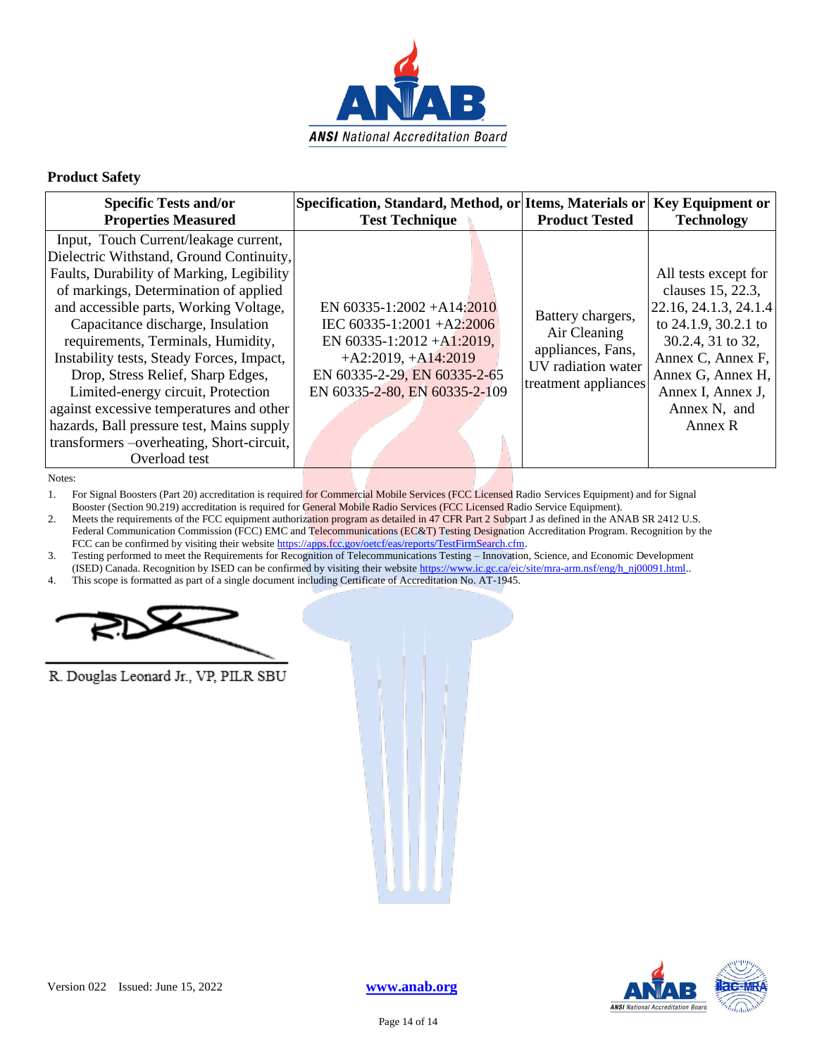## Product Safety

| Specific Tests and/or Properties Measured | Specification, Standard, Method, or Test Technique | Items, Materials or Product Tested | Key Equipment or Technology |
|---|---|---|---|
| Input, Touch Current/leakage current, Dielectric Withstand, Ground Continuity, Faults, Durability of Marking, Legibility of markings, Determination of applied and accessible parts, Working Voltage, Capacitance discharge, Insulation requirements, Terminals, Humidity, Instability tests, Steady Forces, Impact, Drop, Stress Relief, Sharp Edges, Limited-energy circuit, Protection against excessive temperatures and other hazards, Ball pressure test, Mains supply transformers –overheating, Short-circuit, Overload test | EN 60335-1:2002 +A14:2010<br>IEC 60335-1:2001 +A2:2006<br>EN 60335-1:2012 +A1:2019, +A2:2019, +A14:2019<br>EN 60335-2-29, EN 60335-2-65<br>EN 60335-2-80, EN 60335-2-109 | Battery chargers, Air Cleaning appliances, Fans, UV radiation water treatment appliances | All tests except for clauses 15, 22.3, 22.16, 24.1.3, 24.1.4 to 24.1.9, 30.2.1 to 30.2.4, 31 to 32, Annex C, Annex F, Annex G, Annex H, Annex I, Annex J, Annex N, and Annex R |

Notes:

1. For Signal Boosters (Part 20) accreditation is required for Commercial Mobile Services (FCC Licensed Radio Services Equipment) and for Signal Booster (Section 90.219) accreditation is required for General Mobile Radio Services (FCC Licensed Radio Service Equipment).
2. Meets the requirements of the FCC equipment authorization program as detailed in 47 CFR Part 2 Subpart J as defined in the ANAB SR 2412 U.S. Federal Communication Commission (FCC) EMC and Telecommunications (EC&T) Testing Designation Accreditation Program. Recognition by the FCC can be confirmed by visiting their website https://apps.fcc.gov/oetcf/eas/reports/TestFirmSearch.cfm.
3. Testing performed to meet the Requirements for Recognition of Telecommunications Testing – Innovation, Science, and Economic Development (ISED) Canada. Recognition by ISED can be confirmed by visiting their website https://www.ic.gc.ca/eic/site/mra-arm.nsf/eng/h_nj00091.html..
4. This scope is formatted as part of a single document including Certificate of Accreditation No. AT-1945.

R. Douglas Leonard Jr., VP, PILR SBU

Version 022 Issued: June 15, 2022

www.anab.org